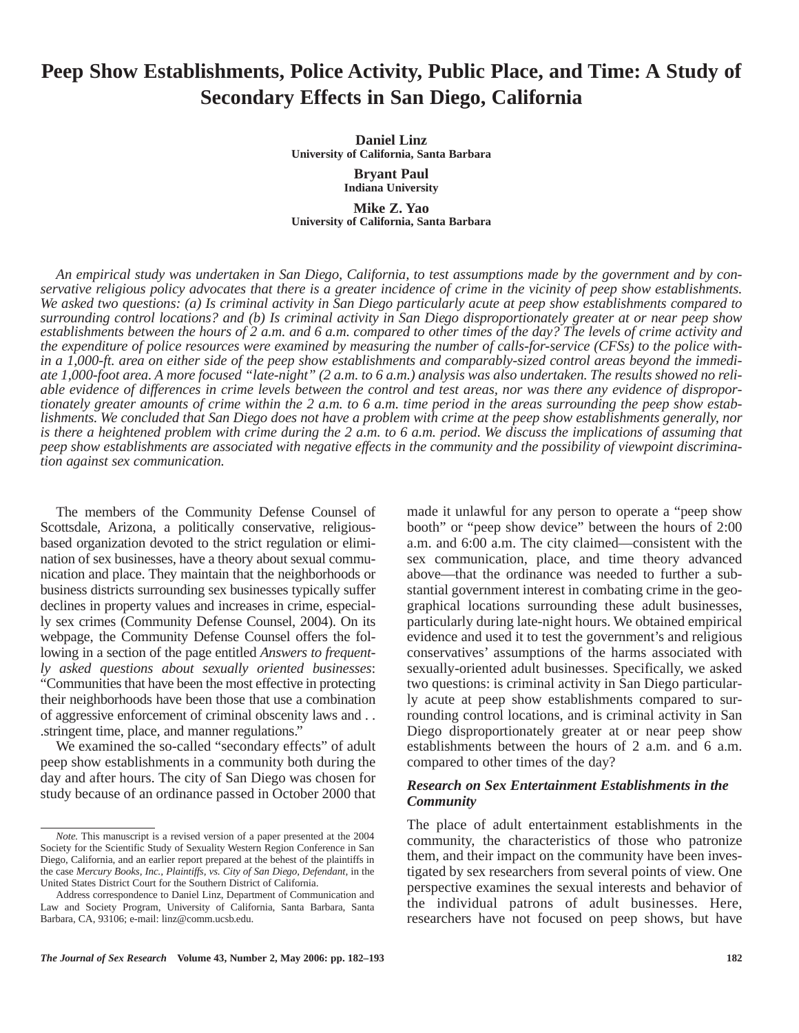# Peep Show Establishments, Police Activity, Public Place, and Time: A Study of Secondary Effects in San Diego, California

**Daniel Linz**
**University of California, Santa Barbara**

**Bryant Paul**
**Indiana University**

**Mike Z. Yao**
**University of California, Santa Barbara**

*An empirical study was undertaken in San Diego, California, to test assumptions made by the government and by conservative religious policy advocates that there is a greater incidence of crime in the vicinity of peep show establishments. We asked two questions: (a) Is criminal activity in San Diego particularly acute at peep show establishments compared to surrounding control locations? and (b) Is criminal activity in San Diego disproportionately greater at or near peep show establishments between the hours of 2 a.m. and 6 a.m. compared to other times of the day? The levels of crime activity and the expenditure of police resources were examined by measuring the number of calls-for-service (CFSs) to the police within a 1,000-ft. area on either side of the peep show establishments and comparably-sized control areas beyond the immediate 1,000-foot area. A more focused "late-night" (2 a.m. to 6 a.m.) analysis was also undertaken. The results showed no reliable evidence of differences in crime levels between the control and test areas, nor was there any evidence of disproportionately greater amounts of crime within the 2 a.m. to 6 a.m. time period in the areas surrounding the peep show establishments. We concluded that San Diego does not have a problem with crime at the peep show establishments generally, nor is there a heightened problem with crime during the 2 a.m. to 6 a.m. period. We discuss the implications of assuming that peep show establishments are associated with negative effects in the community and the possibility of viewpoint discrimination against sex communication.*

The members of the Community Defense Counsel of Scottsdale, Arizona, a politically conservative, religious-based organization devoted to the strict regulation or elimination of sex businesses, have a theory about sexual communication and place. They maintain that the neighborhoods or business districts surrounding sex businesses typically suffer declines in property values and increases in crime, especially sex crimes (Community Defense Counsel, 2004). On its webpage, the Community Defense Counsel offers the following in a section of the page entitled *Answers to frequently asked questions about sexually oriented businesses*: "Communities that have been the most effective in protecting their neighborhoods have been those that use a combination of aggressive enforcement of criminal obscenity laws and . . .stringent time, place, and manner regulations."

We examined the so-called "secondary effects" of adult peep show establishments in a community both during the day and after hours. The city of San Diego was chosen for study because of an ordinance passed in October 2000 that made it unlawful for any person to operate a "peep show booth" or "peep show device" between the hours of 2:00 a.m. and 6:00 a.m. The city claimed—consistent with the sex communication, place, and time theory advanced above—that the ordinance was needed to further a substantial government interest in combating crime in the geographical locations surrounding these adult businesses, particularly during late-night hours. We obtained empirical evidence and used it to test the government's and religious conservatives' assumptions of the harms associated with sexually-oriented adult businesses. Specifically, we asked two questions: is criminal activity in San Diego particularly acute at peep show establishments compared to surrounding control locations, and is criminal activity in San Diego disproportionately greater at or near peep show establishments between the hours of 2 a.m. and 6 a.m. compared to other times of the day?

### *Research on Sex Entertainment Establishments in the Community*

The place of adult entertainment establishments in the community, the characteristics of those who patronize them, and their impact on the community have been investigated by sex researchers from several points of view. One perspective examines the sexual interests and behavior of the individual patrons of adult businesses. Here, researchers have not focused on peep shows, but have

*Note.* This manuscript is a revised version of a paper presented at the 2004 Society for the Scientific Study of Sexuality Western Region Conference in San Diego, California, and an earlier report prepared at the behest of the plaintiffs in the case *Mercury Books, Inc., Plaintiffs, vs. City of San Diego, Defendant,* in the United States District Court for the Southern District of California.

Address correspondence to Daniel Linz, Department of Communication and Law and Society Program, University of California, Santa Barbara, Santa Barbara, CA, 93106; e-mail: linz@comm.ucsb.edu.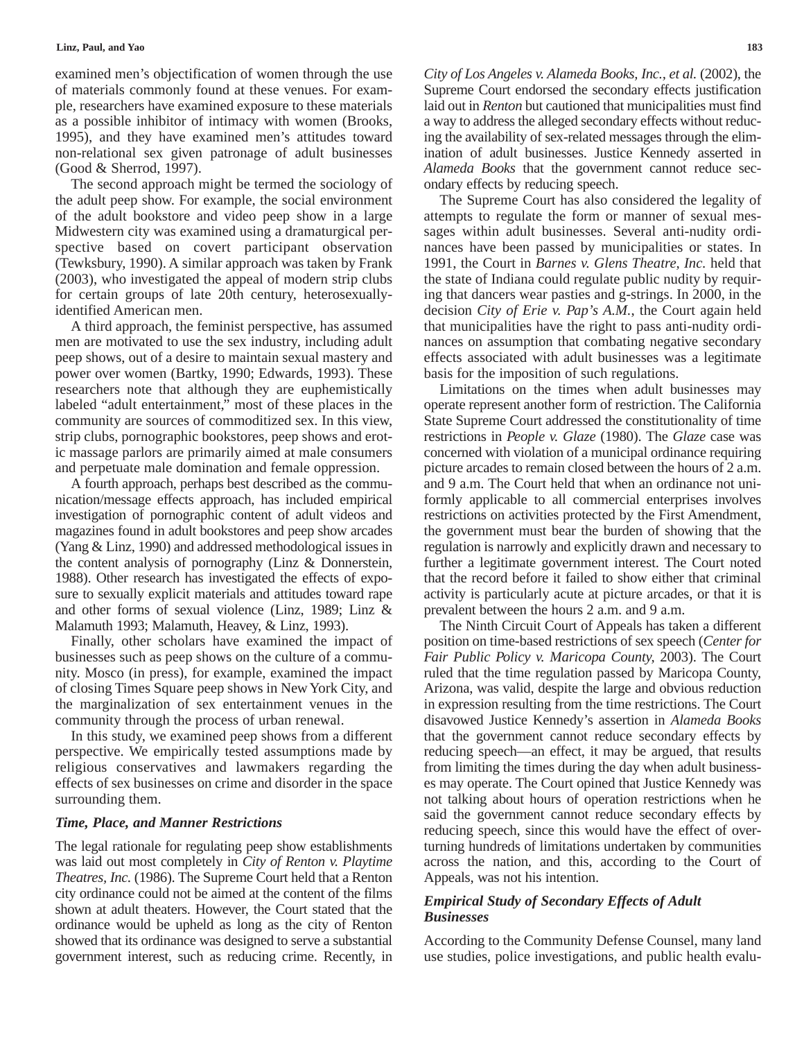examined men's objectification of women through the use of materials commonly found at these venues. For example, researchers have examined exposure to these materials as a possible inhibitor of intimacy with women (Brooks, 1995), and they have examined men's attitudes toward non-relational sex given patronage of adult businesses (Good & Sherrod, 1997).

The second approach might be termed the sociology of the adult peep show. For example, the social environment of the adult bookstore and video peep show in a large Midwestern city was examined using a dramaturgical perspective based on covert participant observation (Tewksbury, 1990). A similar approach was taken by Frank (2003), who investigated the appeal of modern strip clubs for certain groups of late 20th century, heterosexually-identified American men.

A third approach, the feminist perspective, has assumed men are motivated to use the sex industry, including adult peep shows, out of a desire to maintain sexual mastery and power over women (Bartky, 1990; Edwards, 1993). These researchers note that although they are euphemistically labeled "adult entertainment," most of these places in the community are sources of commoditized sex. In this view, strip clubs, pornographic bookstores, peep shows and erotic massage parlors are primarily aimed at male consumers and perpetuate male domination and female oppression.

A fourth approach, perhaps best described as the communication/message effects approach, has included empirical investigation of pornographic content of adult videos and magazines found in adult bookstores and peep show arcades (Yang & Linz, 1990) and addressed methodological issues in the content analysis of pornography (Linz & Donnerstein, 1988). Other research has investigated the effects of exposure to sexually explicit materials and attitudes toward rape and other forms of sexual violence (Linz, 1989; Linz & Malamuth 1993; Malamuth, Heavey, & Linz, 1993).

Finally, other scholars have examined the impact of businesses such as peep shows on the culture of a community. Mosco (in press), for example, examined the impact of closing Times Square peep shows in New York City, and the marginalization of sex entertainment venues in the community through the process of urban renewal.

In this study, we examined peep shows from a different perspective. We empirically tested assumptions made by religious conservatives and lawmakers regarding the effects of sex businesses on crime and disorder in the space surrounding them.

### *Time, Place, and Manner Restrictions*

The legal rationale for regulating peep show establishments was laid out most completely in *City of Renton v. Playtime Theatres, Inc.* (1986). The Supreme Court held that a Renton city ordinance could not be aimed at the content of the films shown at adult theaters. However, the Court stated that the ordinance would be upheld as long as the city of Renton showed that its ordinance was designed to serve a substantial government interest, such as reducing crime. Recently, in *City of Los Angeles v. Alameda Books, Inc., et al.* (2002), the Supreme Court endorsed the secondary effects justification laid out in *Renton* but cautioned that municipalities must find a way to address the alleged secondary effects without reducing the availability of sex-related messages through the elimination of adult businesses. Justice Kennedy asserted in *Alameda Books* that the government cannot reduce secondary effects by reducing speech.

The Supreme Court has also considered the legality of attempts to regulate the form or manner of sexual messages within adult businesses. Several anti-nudity ordinances have been passed by municipalities or states. In 1991, the Court in *Barnes v. Glens Theatre, Inc.* held that the state of Indiana could regulate public nudity by requiring that dancers wear pasties and g-strings. In 2000, in the decision *City of Erie v. Pap's A.M.*, the Court again held that municipalities have the right to pass anti-nudity ordinances on assumption that combating negative secondary effects associated with adult businesses was a legitimate basis for the imposition of such regulations.

Limitations on the times when adult businesses may operate represent another form of restriction. The California State Supreme Court addressed the constitutionality of time restrictions in *People v. Glaze* (1980). The *Glaze* case was concerned with violation of a municipal ordinance requiring picture arcades to remain closed between the hours of 2 a.m. and 9 a.m. The Court held that when an ordinance not uniformly applicable to all commercial enterprises involves restrictions on activities protected by the First Amendment, the government must bear the burden of showing that the regulation is narrowly and explicitly drawn and necessary to further a legitimate government interest. The Court noted that the record before it failed to show either that criminal activity is particularly acute at picture arcades, or that it is prevalent between the hours 2 a.m. and 9 a.m.

The Ninth Circuit Court of Appeals has taken a different position on time-based restrictions of sex speech (*Center for Fair Public Policy v. Maricopa County*, 2003). The Court ruled that the time regulation passed by Maricopa County, Arizona, was valid, despite the large and obvious reduction in expression resulting from the time restrictions. The Court disavowed Justice Kennedy's assertion in *Alameda Books* that the government cannot reduce secondary effects by reducing speech—an effect, it may be argued, that results from limiting the times during the day when adult businesses may operate. The Court opined that Justice Kennedy was not talking about hours of operation restrictions when he said the government cannot reduce secondary effects by reducing speech, since this would have the effect of overturning hundreds of limitations undertaken by communities across the nation, and this, according to the Court of Appeals, was not his intention.

### *Empirical Study of Secondary Effects of Adult Businesses*

According to the Community Defense Counsel, many land use studies, police investigations, and public health evalu-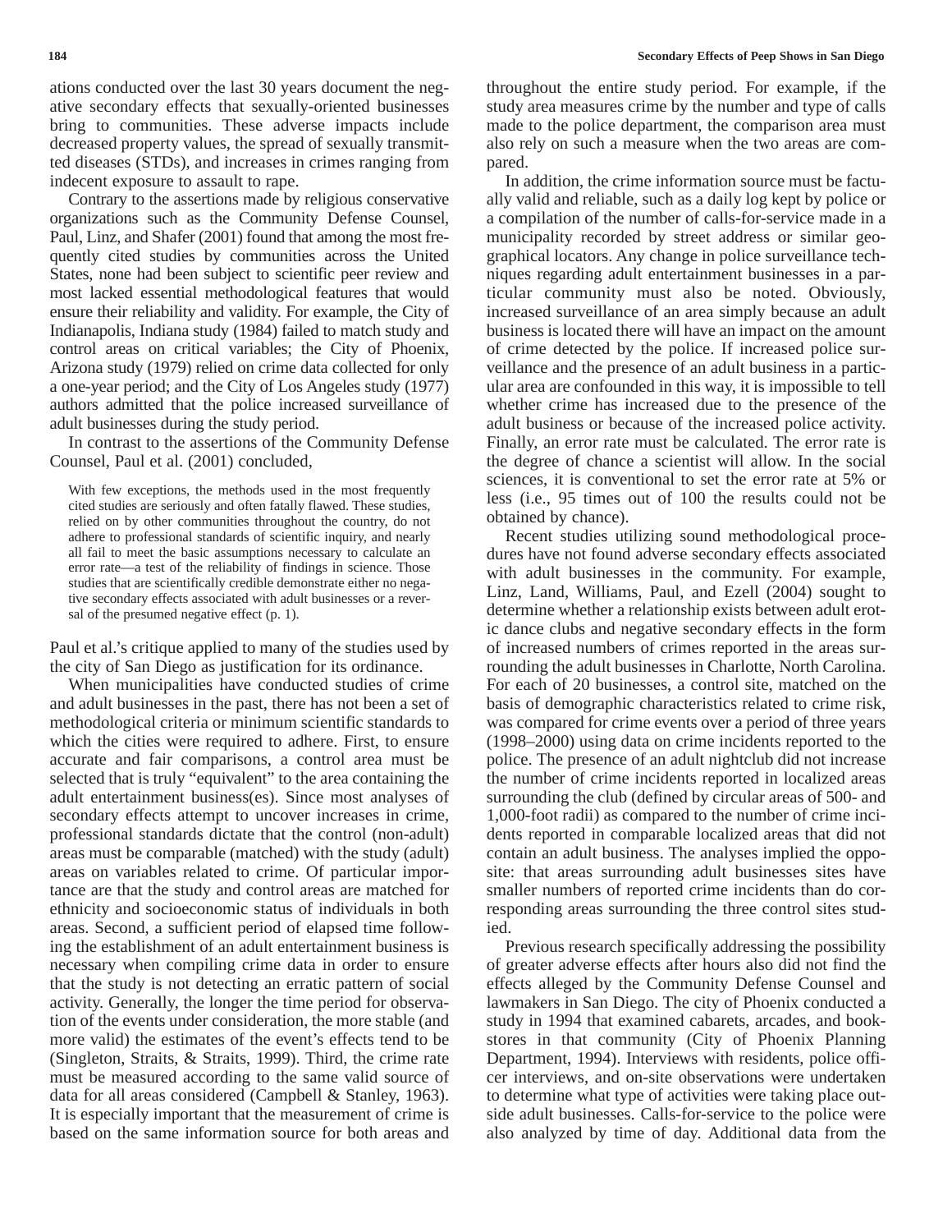ations conducted over the last 30 years document the negative secondary effects that sexually-oriented businesses bring to communities. These adverse impacts include decreased property values, the spread of sexually transmitted diseases (STDs), and increases in crimes ranging from indecent exposure to assault to rape.

Contrary to the assertions made by religious conservative organizations such as the Community Defense Counsel, Paul, Linz, and Shafer (2001) found that among the most frequently cited studies by communities across the United States, none had been subject to scientific peer review and most lacked essential methodological features that would ensure their reliability and validity. For example, the City of Indianapolis, Indiana study (1984) failed to match study and control areas on critical variables; the City of Phoenix, Arizona study (1979) relied on crime data collected for only a one-year period; and the City of Los Angeles study (1977) authors admitted that the police increased surveillance of adult businesses during the study period.

In contrast to the assertions of the Community Defense Counsel, Paul et al. (2001) concluded,

> With few exceptions, the methods used in the most frequently cited studies are seriously and often fatally flawed. These studies, relied on by other communities throughout the country, do not adhere to professional standards of scientific inquiry, and nearly all fail to meet the basic assumptions necessary to calculate an error rate—a test of the reliability of findings in science. Those studies that are scientifically credible demonstrate either no negative secondary effects associated with adult businesses or a reversal of the presumed negative effect (p. 1).

Paul et al.'s critique applied to many of the studies used by the city of San Diego as justification for its ordinance.

When municipalities have conducted studies of crime and adult businesses in the past, there has not been a set of methodological criteria or minimum scientific standards to which the cities were required to adhere. First, to ensure accurate and fair comparisons, a control area must be selected that is truly "equivalent" to the area containing the adult entertainment business(es). Since most analyses of secondary effects attempt to uncover increases in crime, professional standards dictate that the control (non-adult) areas must be comparable (matched) with the study (adult) areas on variables related to crime. Of particular importance are that the study and control areas are matched for ethnicity and socioeconomic status of individuals in both areas. Second, a sufficient period of elapsed time following the establishment of an adult entertainment business is necessary when compiling crime data in order to ensure that the study is not detecting an erratic pattern of social activity. Generally, the longer the time period for observation of the events under consideration, the more stable (and more valid) the estimates of the event's effects tend to be (Singleton, Straits, & Straits, 1999). Third, the crime rate must be measured according to the same valid source of data for all areas considered (Campbell & Stanley, 1963). It is especially important that the measurement of crime is based on the same information source for both areas and throughout the entire study period. For example, if the study area measures crime by the number and type of calls made to the police department, the comparison area must also rely on such a measure when the two areas are compared.

In addition, the crime information source must be factually valid and reliable, such as a daily log kept by police or a compilation of the number of calls-for-service made in a municipality recorded by street address or similar geographical locators. Any change in police surveillance techniques regarding adult entertainment businesses in a particular community must also be noted. Obviously, increased surveillance of an area simply because an adult business is located there will have an impact on the amount of crime detected by the police. If increased police surveillance and the presence of an adult business in a particular area are confounded in this way, it is impossible to tell whether crime has increased due to the presence of the adult business or because of the increased police activity. Finally, an error rate must be calculated. The error rate is the degree of chance a scientist will allow. In the social sciences, it is conventional to set the error rate at 5% or less (i.e., 95 times out of 100 the results could not be obtained by chance).

Recent studies utilizing sound methodological procedures have not found adverse secondary effects associated with adult businesses in the community. For example, Linz, Land, Williams, Paul, and Ezell (2004) sought to determine whether a relationship exists between adult erotic dance clubs and negative secondary effects in the form of increased numbers of crimes reported in the areas surrounding the adult businesses in Charlotte, North Carolina. For each of 20 businesses, a control site, matched on the basis of demographic characteristics related to crime risk, was compared for crime events over a period of three years (1998–2000) using data on crime incidents reported to the police. The presence of an adult nightclub did not increase the number of crime incidents reported in localized areas surrounding the club (defined by circular areas of 500- and 1,000-foot radii) as compared to the number of crime incidents reported in comparable localized areas that did not contain an adult business. The analyses implied the opposite: that areas surrounding adult businesses sites have smaller numbers of reported crime incidents than do corresponding areas surrounding the three control sites studied.

Previous research specifically addressing the possibility of greater adverse effects after hours also did not find the effects alleged by the Community Defense Counsel and lawmakers in San Diego. The city of Phoenix conducted a study in 1994 that examined cabarets, arcades, and bookstores in that community (City of Phoenix Planning Department, 1994). Interviews with residents, police officer interviews, and on-site observations were undertaken to determine what type of activities were taking place outside adult businesses. Calls-for-service to the police were also analyzed by time of day. Additional data from the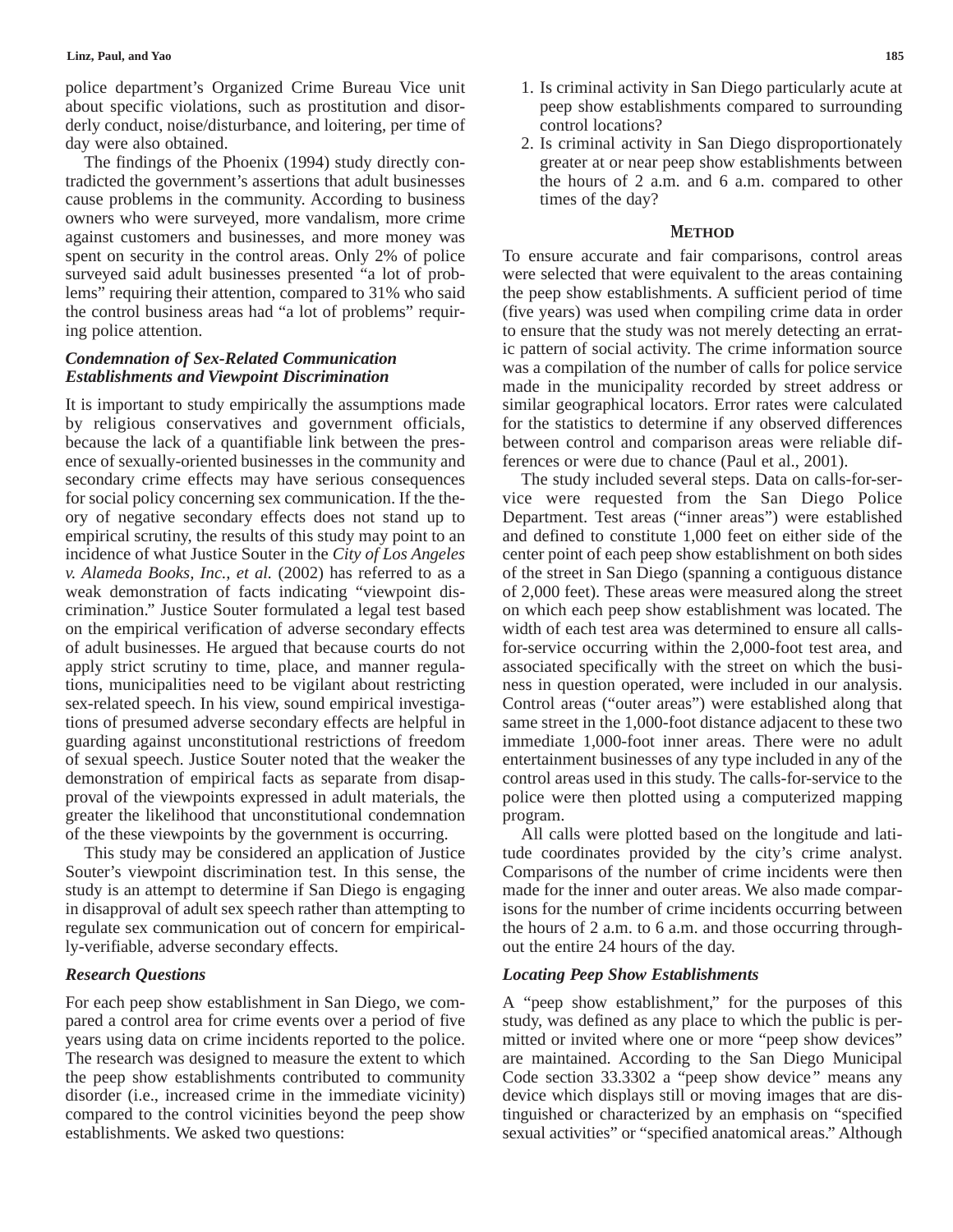police department's Organized Crime Bureau Vice unit about specific violations, such as prostitution and disorderly conduct, noise/disturbance, and loitering, per time of day were also obtained.

The findings of the Phoenix (1994) study directly contradicted the government's assertions that adult businesses cause problems in the community. According to business owners who were surveyed, more vandalism, more crime against customers and businesses, and more money was spent on security in the control areas. Only 2% of police surveyed said adult businesses presented "a lot of problems" requiring their attention, compared to 31% who said the control business areas had "a lot of problems" requiring police attention.

### *Condemnation of Sex-Related Communication Establishments and Viewpoint Discrimination*

It is important to study empirically the assumptions made by religious conservatives and government officials, because the lack of a quantifiable link between the presence of sexually-oriented businesses in the community and secondary crime effects may have serious consequences for social policy concerning sex communication. If the theory of negative secondary effects does not stand up to empirical scrutiny, the results of this study may point to an incidence of what Justice Souter in the *City of Los Angeles v. Alameda Books, Inc., et al.* (2002) has referred to as a weak demonstration of facts indicating "viewpoint discrimination." Justice Souter formulated a legal test based on the empirical verification of adverse secondary effects of adult businesses. He argued that because courts do not apply strict scrutiny to time, place, and manner regulations, municipalities need to be vigilant about restricting sex-related speech. In his view, sound empirical investigations of presumed adverse secondary effects are helpful in guarding against unconstitutional restrictions of freedom of sexual speech. Justice Souter noted that the weaker the demonstration of empirical facts as separate from disapproval of the viewpoints expressed in adult materials, the greater the likelihood that unconstitutional condemnation of the these viewpoints by the government is occurring.

This study may be considered an application of Justice Souter's viewpoint discrimination test. In this sense, the study is an attempt to determine if San Diego is engaging in disapproval of adult sex speech rather than attempting to regulate sex communication out of concern for empirically-verifiable, adverse secondary effects.

### *Research Questions*

For each peep show establishment in San Diego, we compared a control area for crime events over a period of five years using data on crime incidents reported to the police. The research was designed to measure the extent to which the peep show establishments contributed to community disorder (i.e., increased crime in the immediate vicinity) compared to the control vicinities beyond the peep show establishments. We asked two questions:

1. Is criminal activity in San Diego particularly acute at peep show establishments compared to surrounding control locations?
2. Is criminal activity in San Diego disproportionately greater at or near peep show establishments between the hours of 2 a.m. and 6 a.m. compared to other times of the day?

## METHOD

To ensure accurate and fair comparisons, control areas were selected that were equivalent to the areas containing the peep show establishments. A sufficient period of time (five years) was used when compiling crime data in order to ensure that the study was not merely detecting an erratic pattern of social activity. The crime information source was a compilation of the number of calls for police service made in the municipality recorded by street address or similar geographical locators. Error rates were calculated for the statistics to determine if any observed differences between control and comparison areas were reliable differences or were due to chance (Paul et al., 2001).

The study included several steps. Data on calls-for-service were requested from the San Diego Police Department. Test areas ("inner areas") were established and defined to constitute 1,000 feet on either side of the center point of each peep show establishment on both sides of the street in San Diego (spanning a contiguous distance of 2,000 feet). These areas were measured along the street on which each peep show establishment was located. The width of each test area was determined to ensure all calls-for-service occurring within the 2,000-foot test area, and associated specifically with the street on which the business in question operated, were included in our analysis. Control areas ("outer areas") were established along that same street in the 1,000-foot distance adjacent to these two immediate 1,000-foot inner areas. There were no adult entertainment businesses of any type included in any of the control areas used in this study. The calls-for-service to the police were then plotted using a computerized mapping program.

All calls were plotted based on the longitude and latitude coordinates provided by the city's crime analyst. Comparisons of the number of crime incidents were then made for the inner and outer areas. We also made comparisons for the number of crime incidents occurring between the hours of 2 a.m. to 6 a.m. and those occurring throughout the entire 24 hours of the day.

### *Locating Peep Show Establishments*

A "peep show establishment," for the purposes of this study, was defined as any place to which the public is permitted or invited where one or more "peep show devices" are maintained. According to the San Diego Municipal Code section 33.3302 a "peep show device" means any device which displays still or moving images that are distinguished or characterized by an emphasis on "specified sexual activities" or "specified anatomical areas." Although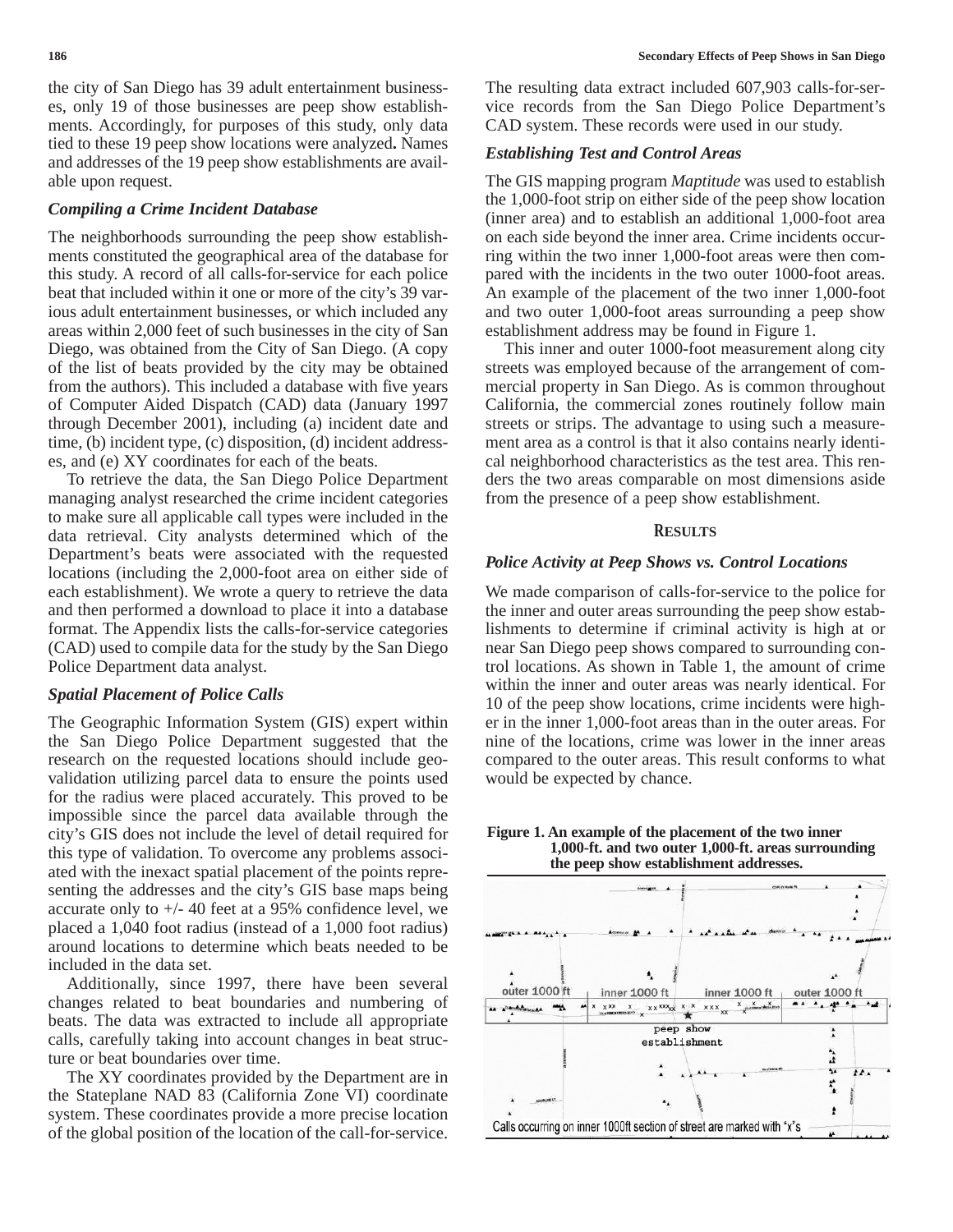the city of San Diego has 39 adult entertainment businesses, only 19 of those businesses are peep show establishments. Accordingly, for purposes of this study, only data tied to these 19 peep show locations were analyzed**.** Names and addresses of the 19 peep show establishments are available upon request.

### *Compiling a Crime Incident Database*

The neighborhoods surrounding the peep show establishments constituted the geographical area of the database for this study. A record of all calls-for-service for each police beat that included within it one or more of the city's 39 various adult entertainment businesses, or which included any areas within 2,000 feet of such businesses in the city of San Diego, was obtained from the City of San Diego. (A copy of the list of beats provided by the city may be obtained from the authors). This included a database with five years of Computer Aided Dispatch (CAD) data (January 1997 through December 2001), including (a) incident date and time, (b) incident type, (c) disposition, (d) incident addresses, and (e) XY coordinates for each of the beats.

To retrieve the data, the San Diego Police Department managing analyst researched the crime incident categories to make sure all applicable call types were included in the data retrieval. City analysts determined which of the Department's beats were associated with the requested locations (including the 2,000-foot area on either side of each establishment). We wrote a query to retrieve the data and then performed a download to place it into a database format. The Appendix lists the calls-for-service categories (CAD) used to compile data for the study by the San Diego Police Department data analyst.

### *Spatial Placement of Police Calls*

The Geographic Information System (GIS) expert within the San Diego Police Department suggested that the research on the requested locations should include geo-validation utilizing parcel data to ensure the points used for the radius were placed accurately. This proved to be impossible since the parcel data available through the city's GIS does not include the level of detail required for this type of validation. To overcome any problems associated with the inexact spatial placement of the points representing the addresses and the city's GIS base maps being accurate only to +/- 40 feet at a 95% confidence level, we placed a 1,040 foot radius (instead of a 1,000 foot radius) around locations to determine which beats needed to be included in the data set.

Additionally, since 1997, there have been several changes related to beat boundaries and numbering of beats. The data was extracted to include all appropriate calls, carefully taking into account changes in beat structure or beat boundaries over time.

The XY coordinates provided by the Department are in the Stateplane NAD 83 (California Zone VI) coordinate system. These coordinates provide a more precise location of the global position of the location of the call-for-service. The resulting data extract included 607,903 calls-for-service records from the San Diego Police Department's CAD system. These records were used in our study.

### *Establishing Test and Control Areas*

The GIS mapping program *Maptitude* was used to establish the 1,000-foot strip on either side of the peep show location (inner area) and to establish an additional 1,000-foot area on each side beyond the inner area. Crime incidents occurring within the two inner 1,000-foot areas were then compared with the incidents in the two outer 1000-foot areas. An example of the placement of the two inner 1,000-foot and two outer 1,000-foot areas surrounding a peep show establishment address may be found in Figure 1.

This inner and outer 1000-foot measurement along city streets was employed because of the arrangement of commercial property in San Diego. As is common throughout California, the commercial zones routinely follow main streets or strips. The advantage to using such a measurement area as a control is that it also contains nearly identical neighborhood characteristics as the test area. This renders the two areas comparable on most dimensions aside from the presence of a peep show establishment.

## RESULTS

### *Police Activity at Peep Shows vs. Control Locations*

We made comparison of calls-for-service to the police for the inner and outer areas surrounding the peep show establishments to determine if criminal activity is high at or near San Diego peep shows compared to surrounding control locations. As shown in Table 1, the amount of crime within the inner and outer areas was nearly identical. For 10 of the peep show locations, crime incidents were higher in the inner 1,000-foot areas than in the outer areas. For nine of the locations, crime was lower in the inner areas compared to the outer areas. This result conforms to what would be expected by chance.

**Figure 1. An example of the placement of the two inner 1,000-ft. and two outer 1,000-ft. areas surrounding the peep show establishment addresses.**

outer 1000 ft | inner 1000 ft | inner 1000 ft | outer 1000 ft

peep show establishment

Calls occurring on inner 1000ft section of street are marked with "x"s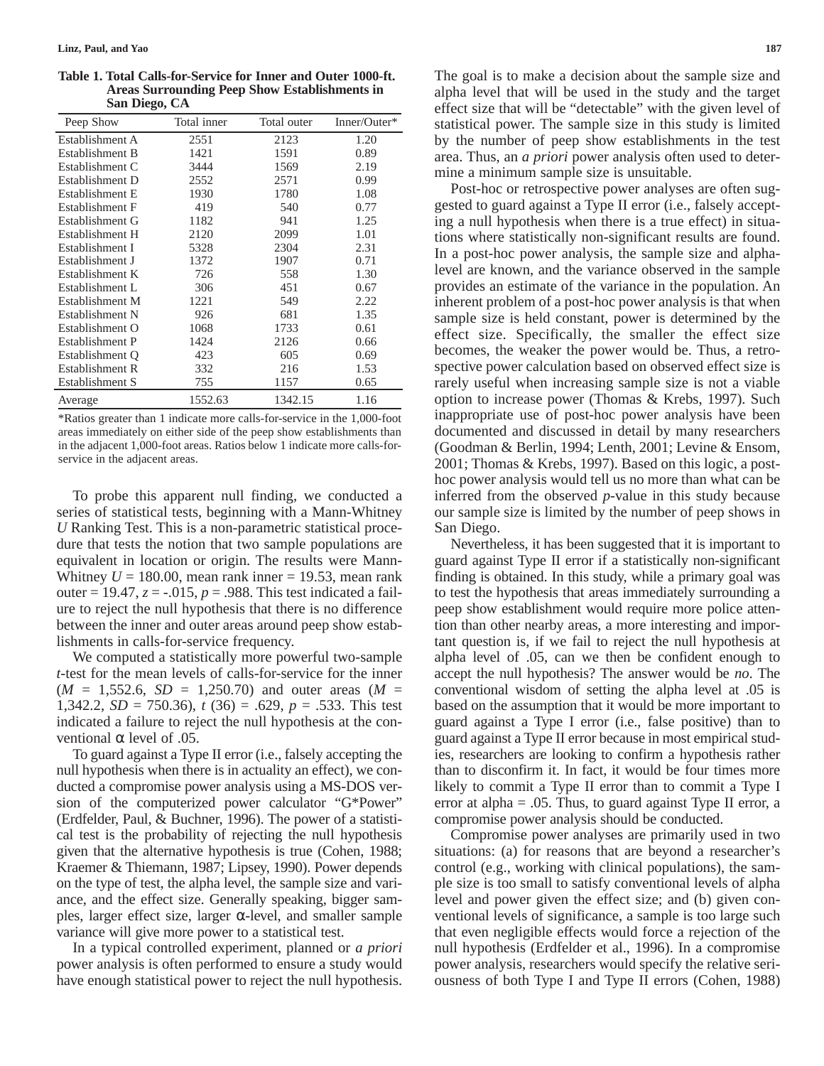**Table 1. Total Calls-for-Service for Inner and Outer 1000-ft. Areas Surrounding Peep Show Establishments in San Diego, CA**

| Peep Show | Total inner | Total outer | Inner/Outer* |
|---|---|---|---|
| Establishment A | 2551 | 2123 | 1.20 |
| Establishment B | 1421 | 1591 | 0.89 |
| Establishment C | 3444 | 1569 | 2.19 |
| Establishment D | 2552 | 2571 | 0.99 |
| Establishment E | 1930 | 1780 | 1.08 |
| Establishment F | 419 | 540 | 0.77 |
| Establishment G | 1182 | 941 | 1.25 |
| Establishment H | 2120 | 2099 | 1.01 |
| Establishment I | 5328 | 2304 | 2.31 |
| Establishment J | 1372 | 1907 | 0.71 |
| Establishment K | 726 | 558 | 1.30 |
| Establishment L | 306 | 451 | 0.67 |
| Establishment M | 1221 | 549 | 2.22 |
| Establishment N | 926 | 681 | 1.35 |
| Establishment O | 1068 | 1733 | 0.61 |
| Establishment P | 1424 | 2126 | 0.66 |
| Establishment Q | 423 | 605 | 0.69 |
| Establishment R | 332 | 216 | 1.53 |
| Establishment S | 755 | 1157 | 0.65 |
| Average | 1552.63 | 1342.15 | 1.16 |

*Ratios greater than 1 indicate more calls-for-service in the 1,000-foot areas immediately on either side of the peep show establishments than in the adjacent 1,000-foot areas. Ratios below 1 indicate more calls-for-service in the adjacent areas.

To probe this apparent null finding, we conducted a series of statistical tests, beginning with a Mann-Whitney *U* Ranking Test. This is a non-parametric statistical procedure that tests the notion that two sample populations are equivalent in location or origin. The results were Mann-Whitney $U = 180.00$, mean rank inner = 19.53, mean rank outer = 19.47, $z = -.015$, $p = .988$. This test indicated a failure to reject the null hypothesis that there is no difference between the inner and outer areas around peep show establishments in calls-for-service frequency.

We computed a statistically more powerful two-sample *t*-test for the mean levels of calls-for-service for the inner ($M$ = 1,552.6, $SD$ = 1,250.70) and outer areas ($M$ = 1,342.2, $SD$ = 750.36), $t(36) = .629$, $p = .533$. This test indicated a failure to reject the null hypothesis at the conventional $\alpha$ level of .05.

To guard against a Type II error (i.e., falsely accepting the null hypothesis when there is in actuality an effect), we conducted a compromise power analysis using a MS-DOS version of the computerized power calculator "G*Power" (Erdfelder, Paul, & Buchner, 1996). The power of a statistical test is the probability of rejecting the null hypothesis given that the alternative hypothesis is true (Cohen, 1988; Kraemer & Thiemann, 1987; Lipsey, 1990). Power depends on the type of test, the alpha level, the sample size and variance, and the effect size. Generally speaking, bigger samples, larger effect size, larger $\alpha$-level, and smaller sample variance will give more power to a statistical test.

In a typical controlled experiment, planned or *a priori* power analysis is often performed to ensure a study would have enough statistical power to reject the null hypothesis. The goal is to make a decision about the sample size and alpha level that will be used in the study and the target effect size that will be "detectable" with the given level of statistical power. The sample size in this study is limited by the number of peep show establishments in the test area. Thus, an *a priori* power analysis often used to determine a minimum sample size is unsuitable.

Post-hoc or retrospective power analyses are often suggested to guard against a Type II error (i.e., falsely accepting a null hypothesis when there is a true effect) in situations where statistically non-significant results are found. In a post-hoc power analysis, the sample size and alpha-level are known, and the variance observed in the sample provides an estimate of the variance in the population. An inherent problem of a post-hoc power analysis is that when sample size is held constant, power is determined by the effect size. Specifically, the smaller the effect size becomes, the weaker the power would be. Thus, a retrospective power calculation based on observed effect size is rarely useful when increasing sample size is not a viable option to increase power (Thomas & Krebs, 1997). Such inappropriate use of post-hoc power analysis have been documented and discussed in detail by many researchers (Goodman & Berlin, 1994; Lenth, 2001; Levine & Ensom, 2001; Thomas & Krebs, 1997). Based on this logic, a post-hoc power analysis would tell us no more than what can be inferred from the observed *p*-value in this study because our sample size is limited by the number of peep shows in San Diego.

Nevertheless, it has been suggested that it is important to guard against Type II error if a statistically non-significant finding is obtained. In this study, while a primary goal was to test the hypothesis that areas immediately surrounding a peep show establishment would require more police attention than other nearby areas, a more interesting and important question is, if we fail to reject the null hypothesis at alpha level of .05, can we then be confident enough to accept the null hypothesis? The answer would be *no*. The conventional wisdom of setting the alpha level at .05 is based on the assumption that it would be more important to guard against a Type I error (i.e., false positive) than to guard against a Type II error because in most empirical studies, researchers are looking to confirm a hypothesis rather than to disconfirm it. In fact, it would be four times more likely to commit a Type II error than to commit a Type I error at alpha = .05. Thus, to guard against Type II error, a compromise power analysis should be conducted.

Compromise power analyses are primarily used in two situations: (a) for reasons that are beyond a researcher's control (e.g., working with clinical populations), the sample size is too small to satisfy conventional levels of alpha level and power given the effect size; and (b) given conventional levels of significance, a sample is too large such that even negligible effects would force a rejection of the null hypothesis (Erdfelder et al., 1996). In a compromise power analysis, researchers would specify the relative seriousness of both Type I and Type II errors (Cohen, 1988)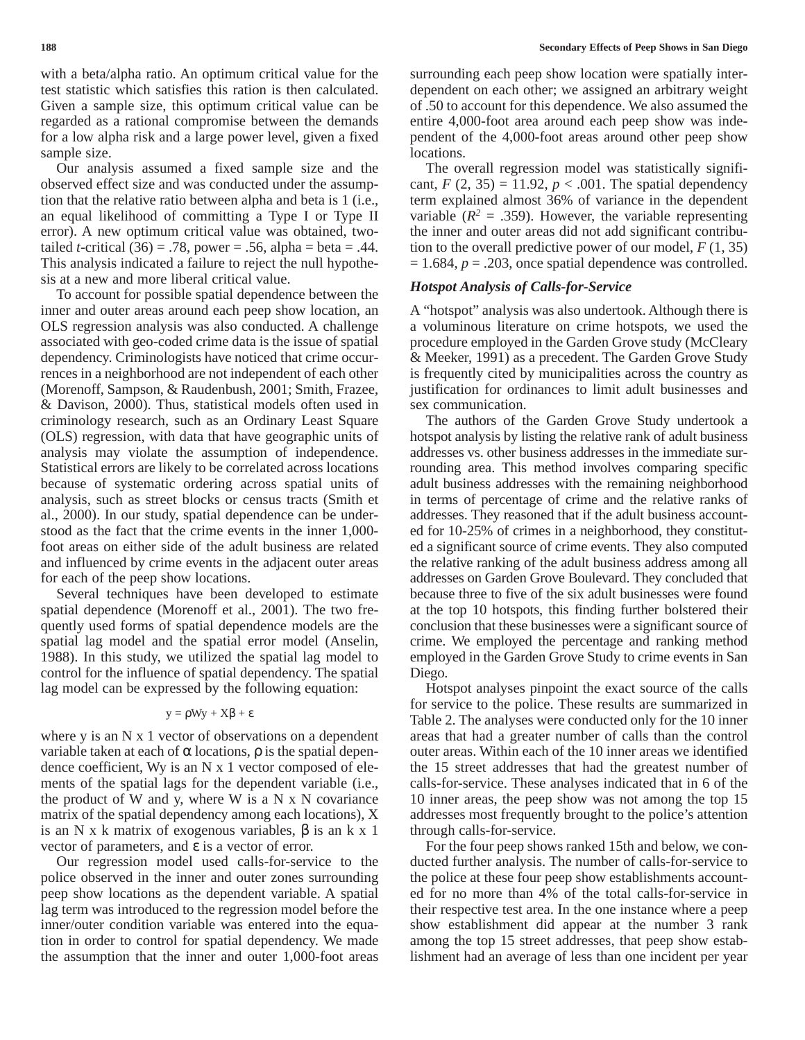with a beta/alpha ratio. An optimum critical value for the test statistic which satisfies this ration is then calculated. Given a sample size, this optimum critical value can be regarded as a rational compromise between the demands for a low alpha risk and a large power level, given a fixed sample size.

Our analysis assumed a fixed sample size and the observed effect size and was conducted under the assumption that the relative ratio between alpha and beta is 1 (i.e., an equal likelihood of committing a Type I or Type II error). A new optimum critical value was obtained, two-tailed *t*-critical (36) = .78, power = .56, alpha = beta = .44. This analysis indicated a failure to reject the null hypothesis at a new and more liberal critical value.

To account for possible spatial dependence between the inner and outer areas around each peep show location, an OLS regression analysis was also conducted. A challenge associated with geo-coded crime data is the issue of spatial dependency. Criminologists have noticed that crime occurrences in a neighborhood are not independent of each other (Morenoff, Sampson, & Raudenbush, 2001; Smith, Frazee, & Davison, 2000). Thus, statistical models often used in criminology research, such as an Ordinary Least Square (OLS) regression, with data that have geographic units of analysis may violate the assumption of independence. Statistical errors are likely to be correlated across locations because of systematic ordering across spatial units of analysis, such as street blocks or census tracts (Smith et al., 2000). In our study, spatial dependence can be understood as the fact that the crime events in the inner 1,000-foot areas on either side of the adult business are related and influenced by crime events in the adjacent outer areas for each of the peep show locations.

Several techniques have been developed to estimate spatial dependence (Morenoff et al., 2001). The two frequently used forms of spatial dependence models are the spatial lag model and the spatial error model (Anselin, 1988). In this study, we utilized the spatial lag model to control for the influence of spatial dependency. The spatial lag model can be expressed by the following equation:

$$y = \rho Wy + X\beta + \varepsilon$$

where y is an N x 1 vector of observations on a dependent variable taken at each of $\alpha$ locations, $\rho$ is the spatial dependence coefficient, Wy is an N x 1 vector composed of elements of the spatial lags for the dependent variable (i.e., the product of W and y, where W is a N x N covariance matrix of the spatial dependency among each locations), X is an N x k matrix of exogenous variables, $\beta$ is an k x 1 vector of parameters, and $\varepsilon$ is a vector of error.

Our regression model used calls-for-service to the police observed in the inner and outer zones surrounding peep show locations as the dependent variable. A spatial lag term was introduced to the regression model before the inner/outer condition variable was entered into the equation in order to control for spatial dependency. We made the assumption that the inner and outer 1,000-foot areas surrounding each peep show location were spatially interdependent on each other; we assigned an arbitrary weight of .50 to account for this dependence. We also assumed the entire 4,000-foot area around each peep show was independent of the 4,000-foot areas around other peep show locations.

The overall regression model was statistically significant, $F$ (2, 35) = 11.92, $p$ < .001. The spatial dependency term explained almost 36% of variance in the dependent variable ($R^2$ = .359). However, the variable representing the inner and outer areas did not add significant contribution to the overall predictive power of our model, $F$ (1, 35) = 1.684, $p$ = .203, once spatial dependence was controlled.

### Hotspot Analysis of Calls-for-Service

A "hotspot" analysis was also undertook. Although there is a voluminous literature on crime hotspots, we used the procedure employed in the Garden Grove study (McCleary & Meeker, 1991) as a precedent. The Garden Grove Study is frequently cited by municipalities across the country as justification for ordinances to limit adult businesses and sex communication.

The authors of the Garden Grove Study undertook a hotspot analysis by listing the relative rank of adult business addresses vs. other business addresses in the immediate surrounding area. This method involves comparing specific adult business addresses with the remaining neighborhood in terms of percentage of crime and the relative ranks of addresses. They reasoned that if the adult business accounted for 10-25% of crimes in a neighborhood, they constituted a significant source of crime events. They also computed the relative ranking of the adult business address among all addresses on Garden Grove Boulevard. They concluded that because three to five of the six adult businesses were found at the top 10 hotspots, this finding further bolstered their conclusion that these businesses were a significant source of crime. We employed the percentage and ranking method employed in the Garden Grove Study to crime events in San Diego.

Hotspot analyses pinpoint the exact source of the calls for service to the police. These results are summarized in Table 2. The analyses were conducted only for the 10 inner areas that had a greater number of calls than the control outer areas. Within each of the 10 inner areas we identified the 15 street addresses that had the greatest number of calls-for-service. These analyses indicated that in 6 of the 10 inner areas, the peep show was not among the top 15 addresses most frequently brought to the police's attention through calls-for-service.

For the four peep shows ranked 15th and below, we conducted further analysis. The number of calls-for-service to the police at these four peep show establishments accounted for no more than 4% of the total calls-for-service in their respective test area. In the one instance where a peep show establishment did appear at the number 3 rank among the top 15 street addresses, that peep show establishment had an average of less than one incident per year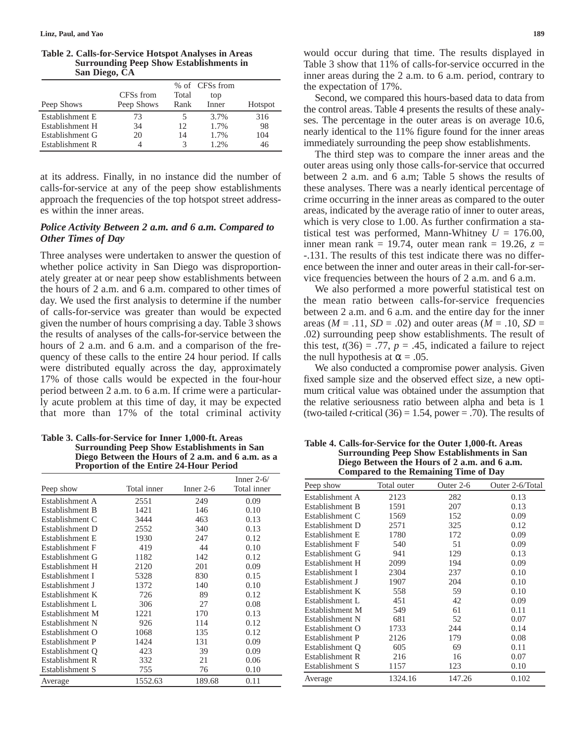**Table 2. Calls-for-Service Hotspot Analyses in Areas Surrounding Peep Show Establishments in San Diego, CA**

| Peep Shows | CFSs from Peep Shows | % of Total Rank | CFSs from top Inner | Hotspot |
|---|---|---|---|---|
| Establishment E | 73 | 5 | 3.7% | 316 |
| Establishment H | 34 | 12 | 1.7% | 98 |
| Establishment G | 20 | 14 | 1.7% | 104 |
| Establishment R | 4 | 3 | 1.2% | 46 |

at its address. Finally, in no instance did the number of calls-for-service at any of the peep show establishments approach the frequencies of the top hotspot street addresses within the inner areas.

### *Police Activity Between 2 a.m. and 6 a.m. Compared to Other Times of Day*

Three analyses were undertaken to answer the question of whether police activity in San Diego was disproportionately greater at or near peep show establishments between the hours of 2 a.m. and 6 a.m. compared to other times of day. We used the first analysis to determine if the number of calls-for-service was greater than would be expected given the number of hours comprising a day. Table 3 shows the results of analyses of the calls-for-service between the hours of 2 a.m. and 6 a.m. and a comparison of the frequency of these calls to the entire 24 hour period. If calls were distributed equally across the day, approximately 17% of those calls would be expected in the four-hour period between 2 a.m. to 6 a.m. If crime were a particularly acute problem at this time of day, it may be expected that more than 17% of the total criminal activity would occur during that time. The results displayed in Table 3 show that 11% of calls-for-service occurred in the inner areas during the 2 a.m. to 6 a.m. period, contrary to the expectation of 17%.

Second, we compared this hours-based data to data from the control areas. Table 4 presents the results of these analyses. The percentage in the outer areas is on average 10.6, nearly identical to the 11% figure found for the inner areas immediately surrounding the peep show establishments.

The third step was to compare the inner areas and the outer areas using only those calls-for-service that occurred between 2 a.m. and 6 a.m; Table 5 shows the results of these analyses. There was a nearly identical percentage of crime occurring in the inner areas as compared to the outer areas, indicated by the average ratio of inner to outer areas, which is very close to 1.00. As further confirmation a statistical test was performed, Mann-Whitney $U = 176.00$, inner mean rank = 19.74, outer mean rank = 19.26, $z = -.131$. The results of this test indicate there was no difference between the inner and outer areas in their call-for-service frequencies between the hours of 2 a.m. and 6 a.m.

We also performed a more powerful statistical test on the mean ratio between calls-for-service frequencies between 2 a.m. and 6 a.m. and the entire day for the inner areas ($M = .11$, $SD = .02$) and outer areas ($M = .10$, $SD = .02$) surrounding peep show establishments. The result of this test, $t(36) = .77$, $p = .45$, indicated a failure to reject the null hypothesis at $\alpha = .05$.

We also conducted a compromise power analysis. Given fixed sample size and the observed effect size, a new optimum critical value was obtained under the assumption that the relative seriousness ratio between alpha and beta is 1 (two-tailed $t$-critical $(36) = 1.54$, power = .70). The results of

**Table 3. Calls-for-Service for Inner 1,000-ft. Areas Surrounding Peep Show Establishments in San Diego Between the Hours of 2 a.m. and 6 a.m. as a Proportion of the Entire 24-Hour Period**

| Peep show | Total inner | Inner 2-6 | Inner 2-6/ Total inner |
|---|---|---|---|
| Establishment A | 2551 | 249 | 0.09 |
| Establishment B | 1421 | 146 | 0.10 |
| Establishment C | 3444 | 463 | 0.13 |
| Establishment D | 2552 | 340 | 0.13 |
| Establishment E | 1930 | 247 | 0.12 |
| Establishment F | 419 | 44 | 0.10 |
| Establishment G | 1182 | 142 | 0.12 |
| Establishment H | 2120 | 201 | 0.09 |
| Establishment I | 5328 | 830 | 0.15 |
| Establishment J | 1372 | 140 | 0.10 |
| Establishment K | 726 | 89 | 0.12 |
| Establishment L | 306 | 27 | 0.08 |
| Establishment M | 1221 | 170 | 0.13 |
| Establishment N | 926 | 114 | 0.12 |
| Establishment O | 1068 | 135 | 0.12 |
| Establishment P | 1424 | 131 | 0.09 |
| Establishment Q | 423 | 39 | 0.09 |
| Establishment R | 332 | 21 | 0.06 |
| Establishment S | 755 | 76 | 0.10 |
| Average | 1552.63 | 189.68 | 0.11 |

**Table 4. Calls-for-Service for the Outer 1,000-ft. Areas Surrounding Peep Show Establishments in San Diego Between the Hours of 2 a.m. and 6 a.m. Compared to the Remaining Time of Day**

| Peep show | Total outer | Outer 2-6 | Outer 2-6/Total |
|---|---|---|---|
| Establishment A | 2123 | 282 | 0.13 |
| Establishment B | 1591 | 207 | 0.13 |
| Establishment C | 1569 | 152 | 0.09 |
| Establishment D | 2571 | 325 | 0.12 |
| Establishment E | 1780 | 172 | 0.09 |
| Establishment F | 540 | 51 | 0.09 |
| Establishment G | 941 | 129 | 0.13 |
| Establishment H | 2099 | 194 | 0.09 |
| Establishment I | 2304 | 237 | 0.10 |
| Establishment J | 1907 | 204 | 0.10 |
| Establishment K | 558 | 59 | 0.10 |
| Establishment L | 451 | 42 | 0.09 |
| Establishment M | 549 | 61 | 0.11 |
| Establishment N | 681 | 52 | 0.07 |
| Establishment O | 1733 | 244 | 0.14 |
| Establishment P | 2126 | 179 | 0.08 |
| Establishment Q | 605 | 69 | 0.11 |
| Establishment R | 216 | 16 | 0.07 |
| Establishment S | 1157 | 123 | 0.10 |
| Average | 1324.16 | 147.26 | 0.102 |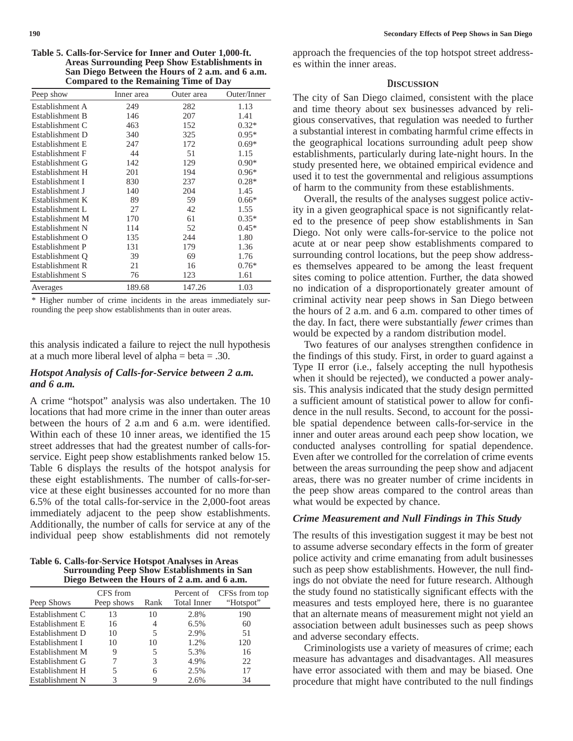**Table 5. Calls-for-Service for Inner and Outer 1,000-ft. Areas Surrounding Peep Show Establishments in San Diego Between the Hours of 2 a.m. and 6 a.m. Compared to the Remaining Time of Day**

| Peep show | Inner area | Outer area | Outer/Inner |
|---|---|---|---|
| Establishment A | 249 | 282 | 1.13 |
| Establishment B | 146 | 207 | 1.41 |
| Establishment C | 463 | 152 | 0.32* |
| Establishment D | 340 | 325 | 0.95* |
| Establishment E | 247 | 172 | 0.69* |
| Establishment F | 44 | 51 | 1.15 |
| Establishment G | 142 | 129 | 0.90* |
| Establishment H | 201 | 194 | 0.96* |
| Establishment I | 830 | 237 | 0.28* |
| Establishment J | 140 | 204 | 1.45 |
| Establishment K | 89 | 59 | 0.66* |
| Establishment L | 27 | 42 | 1.55 |
| Establishment M | 170 | 61 | 0.35* |
| Establishment N | 114 | 52 | 0.45* |
| Establishment O | 135 | 244 | 1.80 |
| Establishment P | 131 | 179 | 1.36 |
| Establishment Q | 39 | 69 | 1.76 |
| Establishment R | 21 | 16 | 0.76* |
| Establishment S | 76 | 123 | 1.61 |
| Averages | 189.68 | 147.26 | 1.03 |

\* Higher number of crime incidents in the areas immediately surrounding the peep show establishments than in outer areas.

this analysis indicated a failure to reject the null hypothesis at a much more liberal level of alpha = beta = .30.

### *Hotspot Analysis of Calls-for-Service between 2 a.m. and 6 a.m.*

A crime "hotspot" analysis was also undertaken. The 10 locations that had more crime in the inner than outer areas between the hours of 2 a.m and 6 a.m. were identified. Within each of these 10 inner areas, we identified the 15 street addresses that had the greatest number of calls-for-service. Eight peep show establishments ranked below 15. Table 6 displays the results of the hotspot analysis for these eight establishments. The number of calls-for-service at these eight businesses accounted for no more than 6.5% of the total calls-for-service in the 2,000-foot areas immediately adjacent to the peep show establishments. Additionally, the number of calls for service at any of the individual peep show establishments did not remotely approach the frequencies of the top hotspot street addresses within the inner areas.

**Table 6. Calls-for-Service Hotspot Analyses in Areas Surrounding Peep Show Establishments in San Diego Between the Hours of 2 a.m. and 6 a.m.**

| Peep Shows | CFS from Peep shows | Rank | Percent of Total Inner | CFSs from top "Hotspot" |
|---|---|---|---|---|
| Establishment C | 13 | 10 | 2.8% | 190 |
| Establishment E | 16 | 4 | 6.5% | 60 |
| Establishment D | 10 | 5 | 2.9% | 51 |
| Establishment I | 10 | 10 | 1.2% | 120 |
| Establishment M | 9 | 5 | 5.3% | 16 |
| Establishment G | 7 | 3 | 4.9% | 22 |
| Establishment H | 5 | 6 | 2.5% | 17 |
| Establishment N | 3 | 9 | 2.6% | 34 |

## DISCUSSION

The city of San Diego claimed, consistent with the place and time theory about sex businesses advanced by religious conservatives, that regulation was needed to further a substantial interest in combating harmful crime effects in the geographical locations surrounding adult peep show establishments, particularly during late-night hours. In the study presented here, we obtained empirical evidence and used it to test the governmental and religious assumptions of harm to the community from these establishments.

Overall, the results of the analyses suggest police activity in a given geographical space is not significantly related to the presence of peep show establishments in San Diego. Not only were calls-for-service to the police not acute at or near peep show establishments compared to surrounding control locations, but the peep show addresses themselves appeared to be among the least frequent sites coming to police attention. Further, the data showed no indication of a disproportionately greater amount of criminal activity near peep shows in San Diego between the hours of 2 a.m. and 6 a.m. compared to other times of the day. In fact, there were substantially *fewer* crimes than would be expected by a random distribution model.

Two features of our analyses strengthen confidence in the findings of this study. First, in order to guard against a Type II error (i.e., falsely accepting the null hypothesis when it should be rejected), we conducted a power analysis. This analysis indicated that the study design permitted a sufficient amount of statistical power to allow for confidence in the null results. Second, to account for the possible spatial dependence between calls-for-service in the inner and outer areas around each peep show location, we conducted analyses controlling for spatial dependence. Even after we controlled for the correlation of crime events between the areas surrounding the peep show and adjacent areas, there was no greater number of crime incidents in the peep show areas compared to the control areas than what would be expected by chance.

### *Crime Measurement and Null Findings in This Study*

The results of this investigation suggest it may be best not to assume adverse secondary effects in the form of greater police activity and crime emanating from adult businesses such as peep show establishments. However, the null findings do not obviate the need for future research. Although the study found no statistically significant effects with the measures and tests employed here, there is no guarantee that an alternate means of measurement might not yield an association between adult businesses such as peep shows and adverse secondary effects.

Criminologists use a variety of measures of crime; each measure has advantages and disadvantages. All measures have error associated with them and may be biased. One procedure that might have contributed to the null findings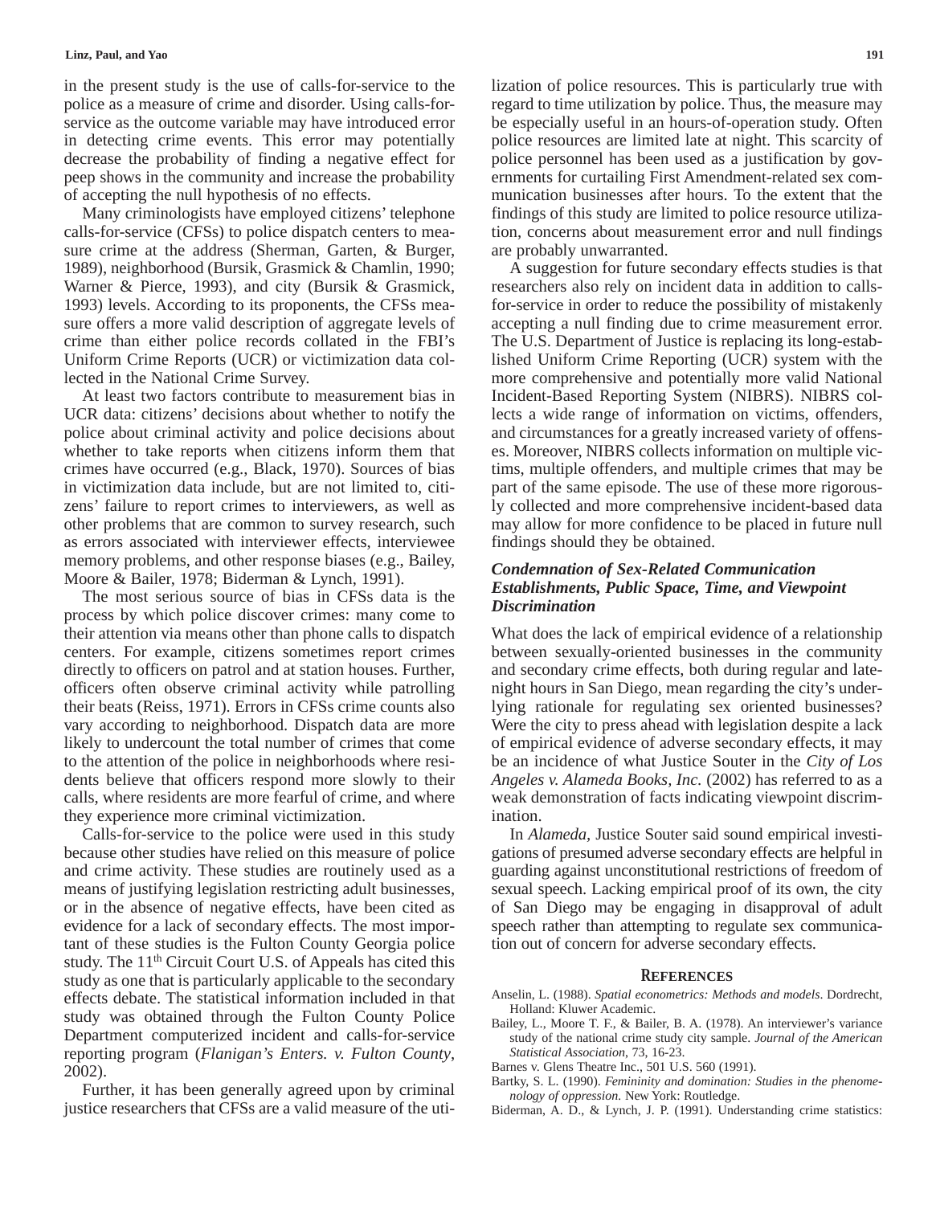in the present study is the use of calls-for-service to the police as a measure of crime and disorder. Using calls-for-service as the outcome variable may have introduced error in detecting crime events. This error may potentially decrease the probability of finding a negative effect for peep shows in the community and increase the probability of accepting the null hypothesis of no effects.

Many criminologists have employed citizens' telephone calls-for-service (CFSs) to police dispatch centers to measure crime at the address (Sherman, Garten, & Burger, 1989), neighborhood (Bursik, Grasmick & Chamlin, 1990; Warner & Pierce, 1993), and city (Bursik & Grasmick, 1993) levels. According to its proponents, the CFSs measure offers a more valid description of aggregate levels of crime than either police records collated in the FBI's Uniform Crime Reports (UCR) or victimization data collected in the National Crime Survey.

At least two factors contribute to measurement bias in UCR data: citizens' decisions about whether to notify the police about criminal activity and police decisions about whether to take reports when citizens inform them that crimes have occurred (e.g., Black, 1970). Sources of bias in victimization data include, but are not limited to, citizens' failure to report crimes to interviewers, as well as other problems that are common to survey research, such as errors associated with interviewer effects, interviewee memory problems, and other response biases (e.g., Bailey, Moore & Bailer, 1978; Biderman & Lynch, 1991).

The most serious source of bias in CFSs data is the process by which police discover crimes: many come to their attention via means other than phone calls to dispatch centers. For example, citizens sometimes report crimes directly to officers on patrol and at station houses. Further, officers often observe criminal activity while patrolling their beats (Reiss, 1971). Errors in CFSs crime counts also vary according to neighborhood. Dispatch data are more likely to undercount the total number of crimes that come to the attention of the police in neighborhoods where residents believe that officers respond more slowly to their calls, where residents are more fearful of crime, and where they experience more criminal victimization.

Calls-for-service to the police were used in this study because other studies have relied on this measure of police and crime activity. These studies are routinely used as a means of justifying legislation restricting adult businesses, or in the absence of negative effects, have been cited as evidence for a lack of secondary effects. The most important of these studies is the Fulton County Georgia police study. The 11th Circuit Court U.S. of Appeals has cited this study as one that is particularly applicable to the secondary effects debate. The statistical information included in that study was obtained through the Fulton County Police Department computerized incident and calls-for-service reporting program (*Flanigan's Enters. v. Fulton County*, 2002).

Further, it has been generally agreed upon by criminal justice researchers that CFSs are a valid measure of the utilization of police resources. This is particularly true with regard to time utilization by police. Thus, the measure may be especially useful in an hours-of-operation study. Often police resources are limited late at night. This scarcity of police personnel has been used as a justification by governments for curtailing First Amendment-related sex communication businesses after hours. To the extent that the findings of this study are limited to police resource utilization, concerns about measurement error and null findings are probably unwarranted.

A suggestion for future secondary effects studies is that researchers also rely on incident data in addition to calls-for-service in order to reduce the possibility of mistakenly accepting a null finding due to crime measurement error. The U.S. Department of Justice is replacing its long-established Uniform Crime Reporting (UCR) system with the more comprehensive and potentially more valid National Incident-Based Reporting System (NIBRS). NIBRS collects a wide range of information on victims, offenders, and circumstances for a greatly increased variety of offenses. Moreover, NIBRS collects information on multiple victims, multiple offenders, and multiple crimes that may be part of the same episode. The use of these more rigorously collected and more comprehensive incident-based data may allow for more confidence to be placed in future null findings should they be obtained.

### *Condemnation of Sex-Related Communication Establishments, Public Space, Time, and Viewpoint Discrimination*

What does the lack of empirical evidence of a relationship between sexually-oriented businesses in the community and secondary crime effects, both during regular and late-night hours in San Diego, mean regarding the city's underlying rationale for regulating sex oriented businesses? Were the city to press ahead with legislation despite a lack of empirical evidence of adverse secondary effects, it may be an incidence of what Justice Souter in the *City of Los Angeles v. Alameda Books, Inc.* (2002) has referred to as a weak demonstration of facts indicating viewpoint discrimination.

In *Alameda*, Justice Souter said sound empirical investigations of presumed adverse secondary effects are helpful in guarding against unconstitutional restrictions of freedom of sexual speech. Lacking empirical proof of its own, the city of San Diego may be engaging in disapproval of adult speech rather than attempting to regulate sex communication out of concern for adverse secondary effects.

## References

Anselin, L. (1988). *Spatial econometrics: Methods and models*. Dordrecht, Holland: Kluwer Academic.

Bailey, L., Moore T. F., & Bailer, B. A. (1978). An interviewer's variance study of the national crime study city sample. *Journal of the American Statistical Association*, 73, 16-23.

Barnes v. Glens Theatre Inc., 501 U.S. 560 (1991).

Bartky, S. L. (1990). *Femininity and domination: Studies in the phenomenology of oppression.* New York: Routledge.

Biderman, A. D., & Lynch, J. P. (1991). Understanding crime statistics: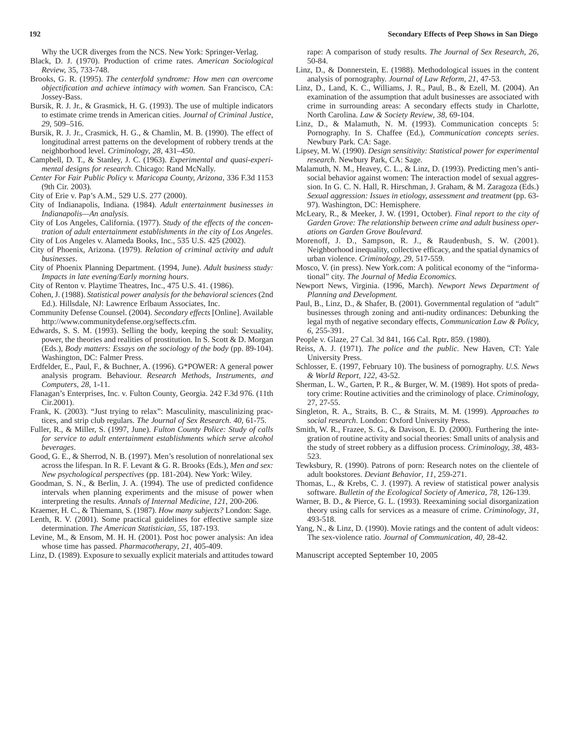Why the UCR diverges from the NCS. New York: Springer-Verlag.

Black, D. J. (1970). Production of crime rates. *American Sociological Review*, 35, 733-748.

Brooks, G. R. (1995). *The centerfold syndrome: How men can overcome objectification and achieve intimacy with women.* San Francisco, CA: Jossey-Bass.

Bursik, R. J. Jr., & Grasmick, H. G. (1993). The use of multiple indicators to estimate crime trends in American cities. *Journal of Criminal Justice*, *29*, 509–516.

Bursik, R. J. Jr., Crasmick, H. G., & Chamlin, M. B. (1990). The effect of longitudinal arrest patterns on the development of robbery trends at the neighborhood level. *Criminology*, *28*, 431–450.

Campbell, D. T., & Stanley, J. C. (1963). *Experimental and quasi-experimental designs for research*. Chicago: Rand McNally.

*Center For Fair Public Policy v. Maricopa County, Arizona*, 336 F.3d 1153 (9th Cir. 2003).

City of Erie v. Pap's A.M., 529 U.S. 277 (2000).

City of Indianapolis, Indiana. (1984). *Adult entertainment businesses in Indianapolis—An analysis.*

City of Los Angeles, California. (1977). *Study of the effects of the concentration of adult entertainment establishments in the city of Los Angeles*.

City of Los Angeles v. Alameda Books, Inc., 535 U.S. 425 (2002).

City of Phoenix, Arizona. (1979). *Relation of criminal activity and adult businesses*.

City of Phoenix Planning Department. (1994, June). *Adult business study: Impacts in late evening/Early morning hours*.

City of Renton v. Playtime Theatres, Inc., 475 U.S. 41. (1986).

Cohen, J. (1988). *Statistical power analysis for the behavioral sciences* (2nd Ed.). Hillsdale, NJ: Lawrence Erlbaum Associates, Inc.

Community Defense Counsel. (2004). *Secondary effects* [Online]. Available http://www.communitydefense.org/seffects.cfm.

Edwards, S. S. M. (1993). Selling the body, keeping the soul: Sexuality, power, the theories and realities of prostitution. In S. Scott & D. Morgan (Eds.), *Body matters: Essays on the sociology of the body* (pp. 89-104). Washington, DC: Falmer Press.

Erdfelder, E., Paul, F., & Buchner, A. (1996). G*POWER: A general power analysis program. Behaviour. *Research Methods, Instruments, and Computers, 28*, 1-11.

Flanagan's Enterprises, Inc. v. Fulton County, Georgia. 242 F.3d 976. (11th Cir.2001).

Frank, K. (2003). "Just trying to relax": Masculinity, masculinizing practices, and strip club regulars. *The Journal of Sex Research. 40*, 61-75.

Fuller, R., & Miller, S. (1997, June). *Fulton County Police: Study of calls for service to adult entertainment establishments which serve alcohol beverages*.

Good, G. E., & Sherrod, N. B. (1997). Men's resolution of nonrelational sex across the lifespan. In R. F. Levant & G. R. Brooks (Eds.), *Men and sex: New psychological perspectives* (pp. 181-204). New York: Wiley.

Goodman, S. N., & Berlin, J. A. (1994). The use of predicted confidence intervals when planning experiments and the misuse of power when interpreting the results. *Annals of Internal Medicine*, *121*, 200-206.

Kraemer, H. C., & Thiemann, S. (1987). *How many subjects?* London: Sage.

Lenth, R. V. (2001). Some practical guidelines for effective sample size determination. *The American Statistician*, *55*, 187-193.

Levine, M., & Ensom, M. H. H. (2001). Post hoc power analysis: An idea whose time has passed. *Pharmacotherapy*, *21*, 405-409.

Linz, D. (1989). Exposure to sexually explicit materials and attitudes toward rape: A comparison of study results. *The Journal of Sex Research, 26*, 50-84.

Linz, D., & Donnerstein, E. (1988). Methodological issues in the content analysis of pornography. *Journal of Law Reform, 21*, 47-53.

Linz, D., Land, K. C., Williams, J. R., Paul, B., & Ezell, M. (2004). An examination of the assumption that adult businesses are associated with crime in surrounding areas: A secondary effects study in Charlotte, North Carolina. *Law & Society Review*, *38*, 69-104.

Linz, D., & Malamuth, N. M. (1993). Communication concepts 5: Pornography. In S. Chaffee (Ed.), *Communication concepts series*. Newbury Park. CA: Sage.

Lipsey, M. W. (1990). *Design sensitivity: Statistical power for experimental research*. Newbury Park, CA: Sage.

Malamuth, N. M., Heavey, C. L., & Linz, D. (1993). Predicting men's antisocial behavior against women: The interaction model of sexual aggression. In G. C. N. Hall, R. Hirschman, J. Graham, & M. Zaragoza (Eds.) *Sexual aggression: Issues in etiology, assessment and treatment* (pp. 63-97). Washington, DC: Hemisphere.

McLeary, R., & Meeker, J. W. (1991, October). *Final report to the city of Garden Grove: The relationship between crime and adult business operations on Garden Grove Boulevard.*

Morenoff, J. D., Sampson, R. J., & Raudenbush, S. W. (2001). Neighborhood inequality, collective efficacy, and the spatial dynamics of urban violence. *Criminology, 29*, 517-559.

Mosco, V. (in press). New York.com: A political economy of the "informational" city. *The Journal of Media Economics.*

Newport News, Virginia. (1996, March). *Newport News Department of Planning and Development.*

Paul, B., Linz, D., & Shafer, B. (2001). Governmental regulation of "adult" businesses through zoning and anti-nudity ordinances: Debunking the legal myth of negative secondary effects, *Communication Law & Policy, 6*, 255-391.

People v. Glaze, 27 Cal. 3d 841, 166 Cal. Rptr**.** 859. (1980).

Reiss, A. J. (1971). *The police and the public*. New Haven, CT: Yale University Press.

Schlosser, E. (1997, February 10). The business of pornography. *U.S. News & World Report, 122*, 43-52.

Sherman, L. W., Garten, P. R., & Burger, W. M. (1989). Hot spots of predatory crime: Routine activities and the criminology of place. *Criminology,* 27, 27-55.

Singleton, R. A., Straits, B. C., & Straits, M. M. (1999). *Approaches to social research*. London: Oxford University Press.

Smith, W. R., Frazee, S. G., & Davison, E. D. (2000). Furthering the integration of routine activity and social theories: Small units of analysis and the study of street robbery as a diffusion process. *Criminology, 38,* 483-523.

Tewksbury, R. (1990). Patrons of porn: Research notes on the clientele of adult bookstores. *Deviant Behavior*, *11*, 259-271.

Thomas, L., & Krebs, C. J. (1997). A review of statistical power analysis software. *Bulletin of the Ecological Society of America, 78*, 126-139.

Warner, B. D., & Pierce, G. L. (1993). Reexamining social disorganization theory using calls for services as a measure of crime. *Criminology*, *31*, 493-518.

Yang, N., & Linz, D. (1990). Movie ratings and the content of adult videos: The sex-violence ratio. *Journal of Communication*, *40*, 28-42.

Manuscript accepted September 10, 2005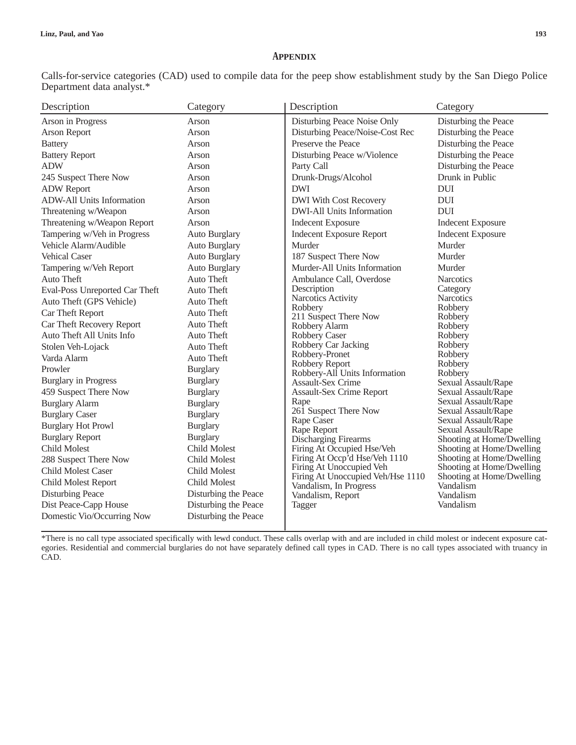## Appendix

Calls-for-service categories (CAD) used to compile data for the peep show establishment study by the San Diego Police Department data analyst.*

| Description | Category |
|---|---|
| Arson in Progress | Arson |
| Arson Report | Arson |
| Battery | Arson |
| Battery Report | Arson |
| ADW | Arson |
| 245 Suspect There Now | Arson |
| ADW Report | Arson |
| ADW-All Units Information | Arson |
| Threatening w/Weapon | Arson |
| Threatening w/Weapon Report | Arson |
| Tampering w/Veh in Progress | Auto Burglary |
| Vehicle Alarm/Audible | Auto Burglary |
| Vehical Caser | Auto Burglary |
| Tampering w/Veh Report | Auto Burglary |
| Auto Theft | Auto Theft |
| Eval-Poss Unreported Car Theft | Auto Theft |
| Auto Theft (GPS Vehicle) | Auto Theft |
| Car Theft Report | Auto Theft |
| Car Theft Recovery Report | Auto Theft |
| Auto Theft All Units Info | Auto Theft |
| Stolen Veh-Lojack | Auto Theft |
| Varda Alarm | Auto Theft |
| Prowler | Burglary |
| Burglary in Progress | Burglary |
| 459 Suspect There Now | Burglary |
| Burglary Alarm | Burglary |
| Burglary Caser | Burglary |
| Burglary Hot Prowl | Burglary |
| Burglary Report | Burglary |
| Child Molest | Child Molest |
| 288 Suspect There Now | Child Molest |
| Child Molest Caser | Child Molest |
| Child Molest Report | Child Molest |
| Disturbing Peace | Disturbing the Peace |
| Dist Peace-Capp House | Disturbing the Peace |
| Domestic Vio/Occurring Now | Disturbing the Peace |
| Disturbing Peace Noise Only | Disturbing the Peace |
| Disturbing Peace/Noise-Cost Rec | Disturbing the Peace |
| Preserve the Peace | Disturbing the Peace |
| Disturbing Peace w/Violence | Disturbing the Peace |
| Party Call | Disturbing the Peace |
| Drunk-Drugs/Alcohol | Drunk in Public |
| DWI | DUI |
| DWI With Cost Recovery | DUI |
| DWI-All Units Information | DUI |
| Indecent Exposure | Indecent Exposure |
| Indecent Exposure Report | Indecent Exposure |
| Murder | Murder |
| 187 Suspect There Now | Murder |
| Murder-All Units Information | Murder |
| Ambulance Call, Overdose | Narcotics |
| Description | Category |
| Narcotics Activity | Narcotics |
| Robbery | Robbery |
| 211 Suspect There Now | Robbery |
| Robbery Alarm | Robbery |
| Robbery Caser | Robbery |
| Robbery Car Jacking | Robbery |
| Robbery-Pronet | Robbery |
| Robbery Report | Robbery |
| Robbery-All Units Information | Robbery |
| Assault-Sex Crime | Sexual Assault/Rape |
| Assault-Sex Crime Report | Sexual Assault/Rape |
| Rape | Sexual Assault/Rape |
| 261 Suspect There Now | Sexual Assault/Rape |
| Rape Caser | Sexual Assault/Rape |
| Rape Report | Sexual Assault/Rape |
| Discharging Firearms | Shooting at Home/Dwelling |
| Firing At Occupied Hse/Veh | Shooting at Home/Dwelling |
| Firing At Occp'd Hse/Veh 1110 | Shooting at Home/Dwelling |
| Firing At Unoccupied Veh | Shooting at Home/Dwelling |
| Firing At Unoccupied Veh/Hse 1110 | Shooting at Home/Dwelling |
| Vandalism, In Progress | Vandalism |
| Vandalism, Report | Vandalism |
| Tagger | Vandalism |

*There is no call type associated specifically with lewd conduct. These calls overlap with and are included in child molest or indecent exposure categories. Residential and commercial burglaries do not have separately defined call types in CAD. There is no call types associated with truancy in CAD.